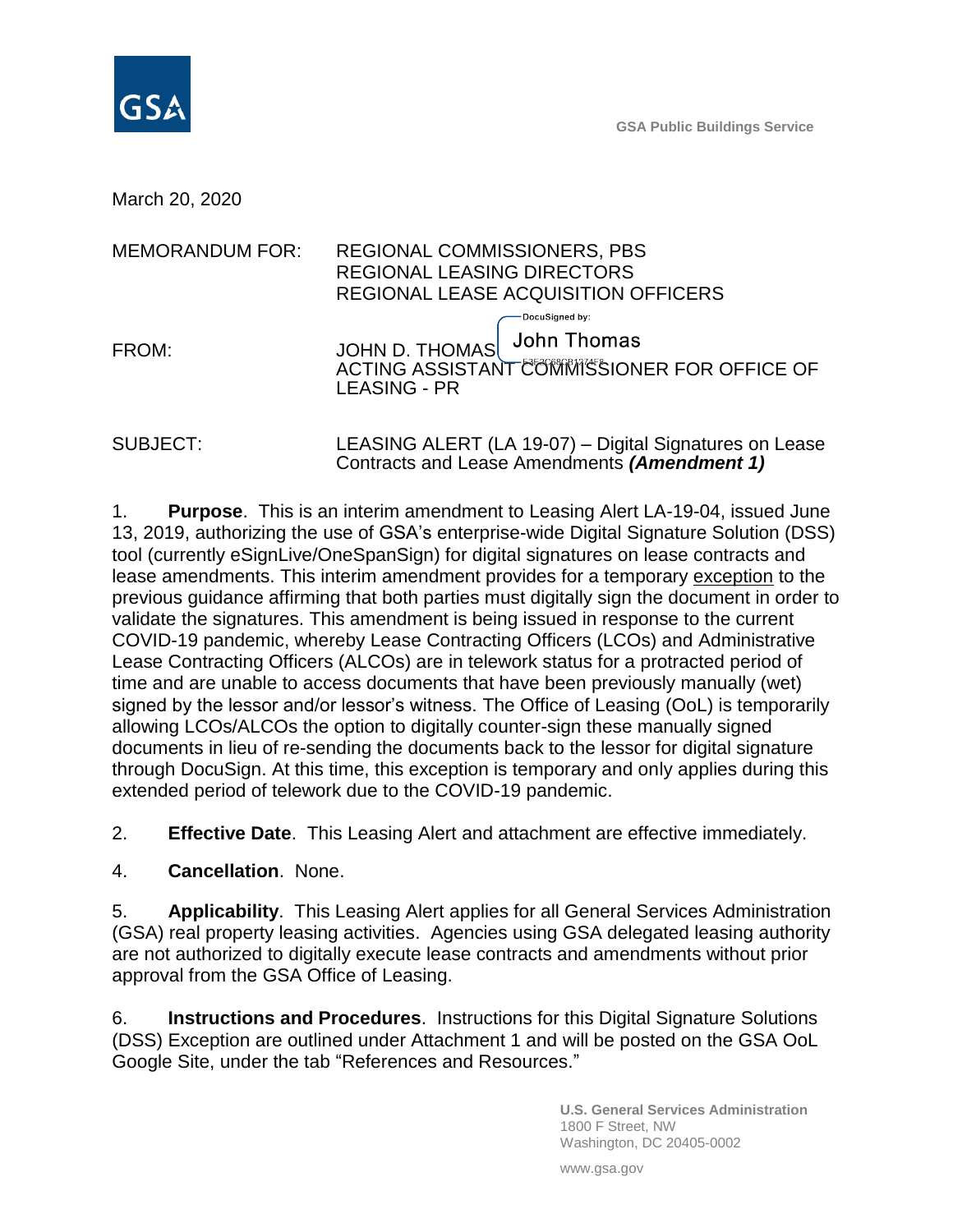GSA Public Buildings Service

March 20, 2020

MEMORANDUM FOR: REGIONAL COMMISSIONERS, PBS
REGIONAL LEASING DIRECTORS
REGIONAL LEASE ACQUISITION OFFICERS

FROM: JOHN D. THOMAS
ACTING ASSISTANT COMMISSIONER FOR OFFICE OF LEASING - PR

DocuSigned by:
John Thomas

SUBJECT: LEASING ALERT (LA 19-07) – Digital Signatures on Lease Contracts and Lease Amendments ***(Amendment 1)***

1. **Purpose**. This is an interim amendment to Leasing Alert LA-19-04, issued June 13, 2019, authorizing the use of GSA's enterprise-wide Digital Signature Solution (DSS) tool (currently eSignLive/OneSpanSign) for digital signatures on lease contracts and lease amendments. This interim amendment provides for a temporary exception to the previous guidance affirming that both parties must digitally sign the document in order to validate the signatures. This amendment is being issued in response to the current COVID-19 pandemic, whereby Lease Contracting Officers (LCOs) and Administrative Lease Contracting Officers (ALCOs) are in telework status for a protracted period of time and are unable to access documents that have been previously manually (wet) signed by the lessor and/or lessor's witness. The Office of Leasing (OoL) is temporarily allowing LCOs/ALCOs the option to digitally counter-sign these manually signed documents in lieu of re-sending the documents back to the lessor for digital signature through DocuSign. At this time, this exception is temporary and only applies during this extended period of telework due to the COVID-19 pandemic.

2. **Effective Date**. This Leasing Alert and attachment are effective immediately.

4. **Cancellation**. None.

5. **Applicability**. This Leasing Alert applies for all General Services Administration (GSA) real property leasing activities. Agencies using GSA delegated leasing authority are not authorized to digitally execute lease contracts and amendments without prior approval from the GSA Office of Leasing.

6. **Instructions and Procedures**. Instructions for this Digital Signature Solutions (DSS) Exception are outlined under Attachment 1 and will be posted on the GSA OoL Google Site, under the tab "References and Resources."

U.S. General Services Administration
1800 F Street, NW
Washington, DC 20405-0002

www.gsa.gov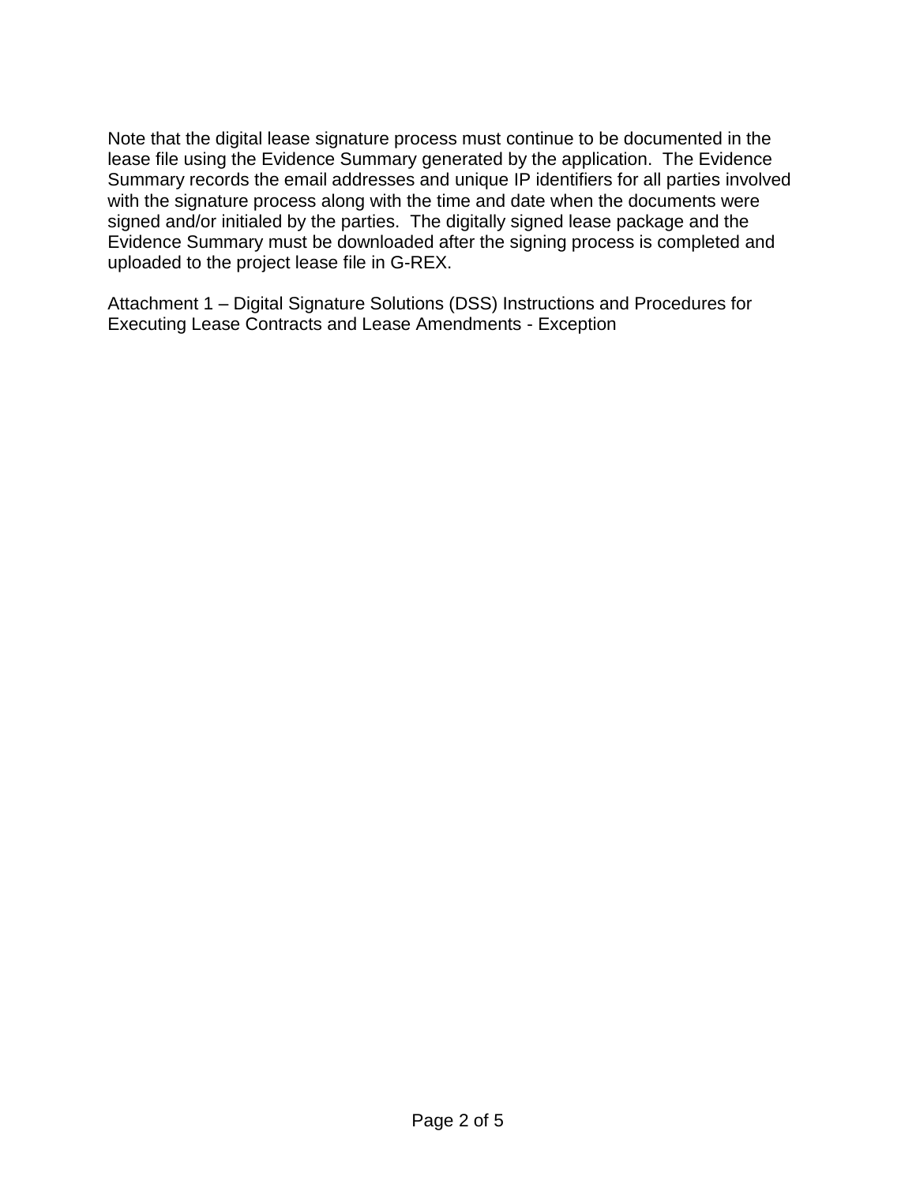Note that the digital lease signature process must continue to be documented in the lease file using the Evidence Summary generated by the application. The Evidence Summary records the email addresses and unique IP identifiers for all parties involved with the signature process along with the time and date when the documents were signed and/or initialed by the parties. The digitally signed lease package and the Evidence Summary must be downloaded after the signing process is completed and uploaded to the project lease file in G-REX.

Attachment 1 – Digital Signature Solutions (DSS) Instructions and Procedures for Executing Lease Contracts and Lease Amendments - Exception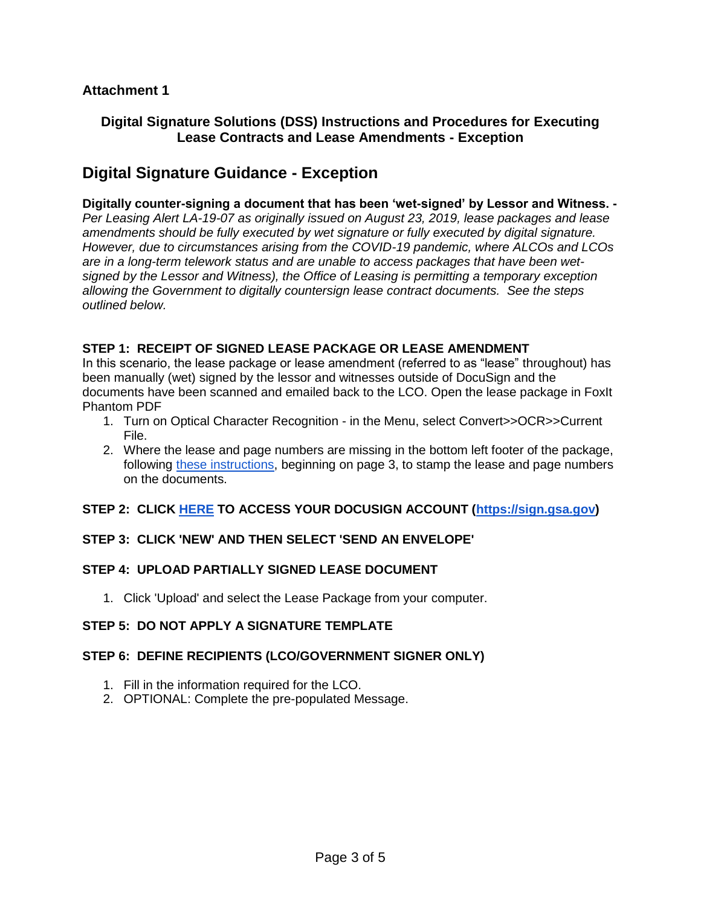**Attachment 1**

**Digital Signature Solutions (DSS) Instructions and Procedures for Executing Lease Contracts and Lease Amendments - Exception**

## Digital Signature Guidance - Exception

**Digitally counter-signing a document that has been 'wet-signed' by Lessor and Witness. -** *Per Leasing Alert LA-19-07 as originally issued on August 23, 2019, lease packages and lease amendments should be fully executed by wet signature or fully executed by digital signature. However, due to circumstances arising from the COVID-19 pandemic, where ALCOs and LCOs are in a long-term telework status and are unable to access packages that have been wet-signed by the Lessor and Witness), the Office of Leasing is permitting a temporary exception allowing the Government to digitally countersign lease contract documents. See the steps outlined below.*

**STEP 1: RECEIPT OF SIGNED LEASE PACKAGE OR LEASE AMENDMENT**

In this scenario, the lease package or lease amendment (referred to as "lease" throughout) has been manually (wet) signed by the lessor and witnesses outside of DocuSign and the documents have been scanned and emailed back to the LCO. Open the lease package in FoxIt Phantom PDF

1. Turn on Optical Character Recognition - in the Menu, select Convert>>OCR>>Current File.
2. Where the lease and page numbers are missing in the bottom left footer of the package, following these instructions, beginning on page 3, to stamp the lease and page numbers on the documents.

**STEP 2: CLICK HERE TO ACCESS YOUR DOCUSIGN ACCOUNT (https://sign.gsa.gov)**

**STEP 3: CLICK 'NEW' AND THEN SELECT 'SEND AN ENVELOPE'**

**STEP 4: UPLOAD PARTIALLY SIGNED LEASE DOCUMENT**

1. Click 'Upload' and select the Lease Package from your computer.

**STEP 5: DO NOT APPLY A SIGNATURE TEMPLATE**

**STEP 6: DEFINE RECIPIENTS (LCO/GOVERNMENT SIGNER ONLY)**

1. Fill in the information required for the LCO.
2. OPTIONAL: Complete the pre-populated Message.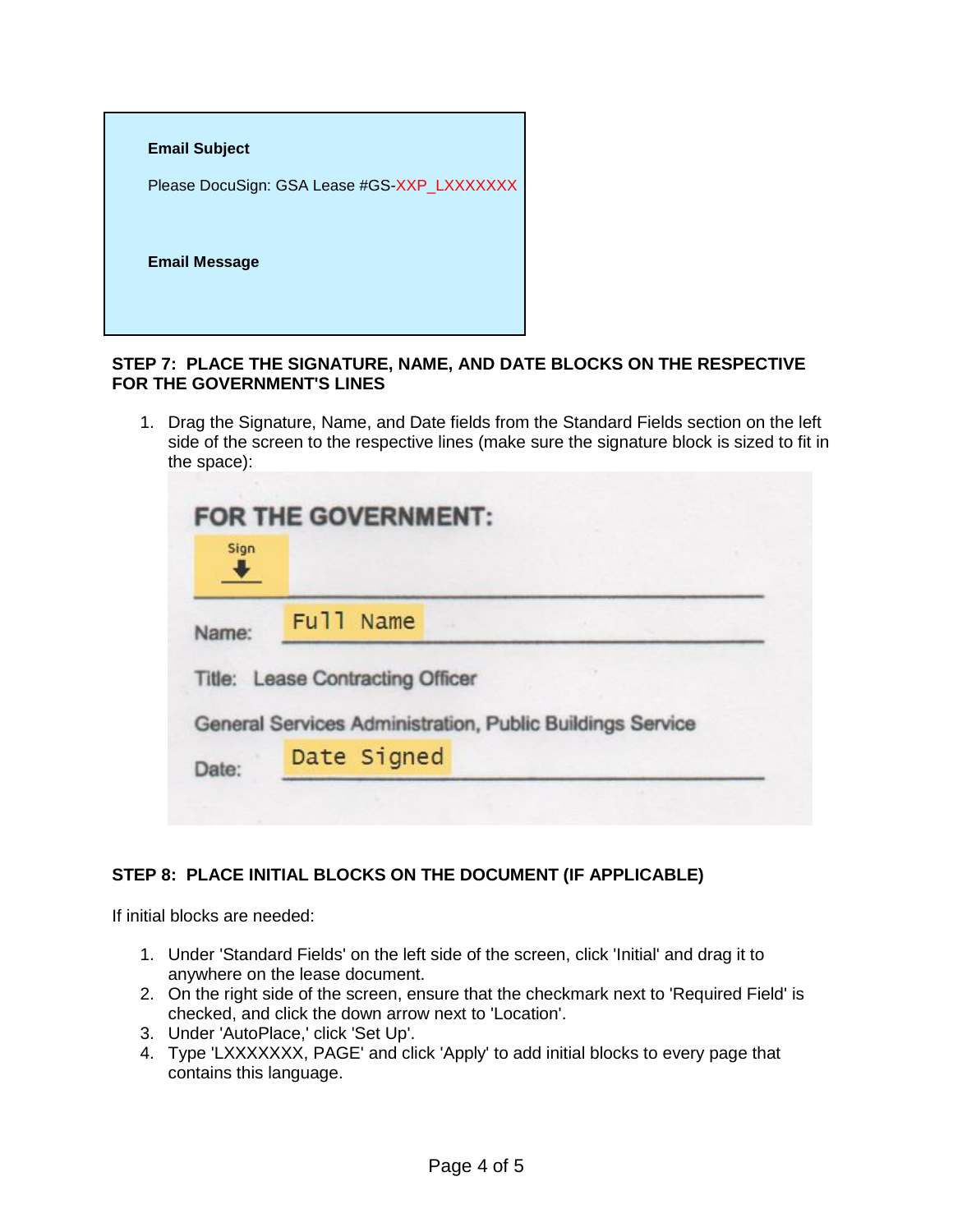**Email Subject**

Please DocuSign: GSA Lease #GS-XXP_LXXXXXXX

**Email Message**

**STEP 7: PLACE THE SIGNATURE, NAME, AND DATE BLOCKS ON THE RESPECTIVE FOR THE GOVERNMENT'S LINES**

1. Drag the Signature, Name, and Date fields from the Standard Fields section on the left side of the screen to the respective lines (make sure the signature block is sized to fit in the space):

**FOR THE GOVERNMENT:**

Sign

Name: Full Name

Title: Lease Contracting Officer

General Services Administration, Public Buildings Service

Date: Date Signed

**STEP 8: PLACE INITIAL BLOCKS ON THE DOCUMENT (IF APPLICABLE)**

If initial blocks are needed:

1. Under 'Standard Fields' on the left side of the screen, click 'Initial' and drag it to anywhere on the lease document.
2. On the right side of the screen, ensure that the checkmark next to 'Required Field' is checked, and click the down arrow next to 'Location'.
3. Under 'AutoPlace,' click 'Set Up'.
4. Type 'LXXXXXXX, PAGE' and click 'Apply' to add initial blocks to every page that contains this language.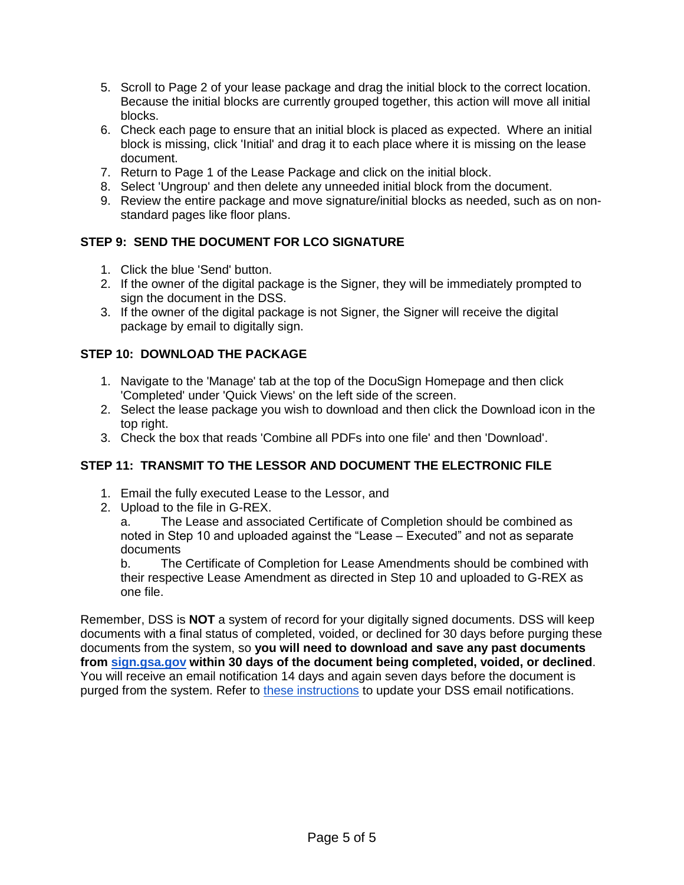5. Scroll to Page 2 of your lease package and drag the initial block to the correct location. Because the initial blocks are currently grouped together, this action will move all initial blocks.
6. Check each page to ensure that an initial block is placed as expected. Where an initial block is missing, click 'Initial' and drag it to each place where it is missing on the lease document.
7. Return to Page 1 of the Lease Package and click on the initial block.
8. Select 'Ungroup' and then delete any unneeded initial block from the document.
9. Review the entire package and move signature/initial blocks as needed, such as on non-standard pages like floor plans.

### STEP 9: SEND THE DOCUMENT FOR LCO SIGNATURE

1. Click the blue 'Send' button.
2. If the owner of the digital package is the Signer, they will be immediately prompted to sign the document in the DSS.
3. If the owner of the digital package is not Signer, the Signer will receive the digital package by email to digitally sign.

### STEP 10: DOWNLOAD THE PACKAGE

1. Navigate to the 'Manage' tab at the top of the DocuSign Homepage and then click 'Completed' under 'Quick Views' on the left side of the screen.
2. Select the lease package you wish to download and then click the Download icon in the top right.
3. Check the box that reads 'Combine all PDFs into one file' and then 'Download'.

### STEP 11: TRANSMIT TO THE LESSOR AND DOCUMENT THE ELECTRONIC FILE

1. Email the fully executed Lease to the Lessor, and
2. Upload to the file in G-REX.
   a. The Lease and associated Certificate of Completion should be combined as noted in Step 10 and uploaded against the "Lease – Executed" and not as separate documents
   b. The Certificate of Completion for Lease Amendments should be combined with their respective Lease Amendment as directed in Step 10 and uploaded to G-REX as one file.

Remember, DSS is **NOT** a system of record for your digitally signed documents. DSS will keep documents with a final status of completed, voided, or declined for 30 days before purging these documents from the system, so **you will need to download and save any past documents from sign.gsa.gov within 30 days of the document being completed, voided, or declined**. You will receive an email notification 14 days and again seven days before the document is purged from the system. Refer to these instructions to update your DSS email notifications.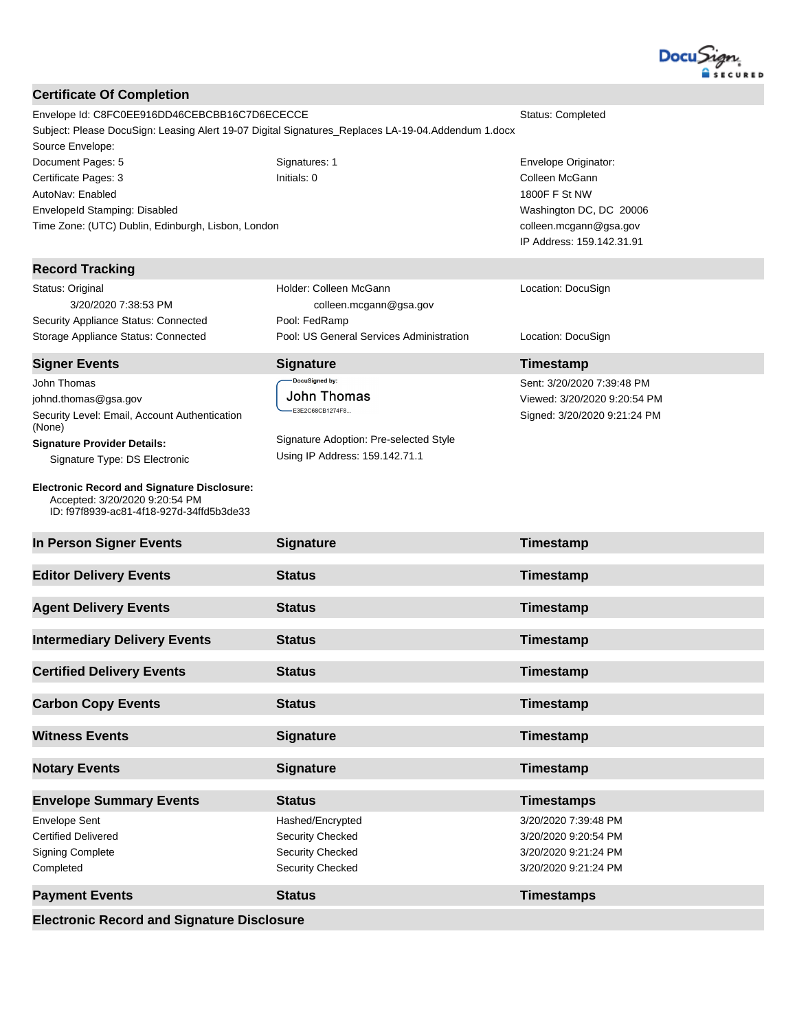## Certificate Of Completion

| | | |
|---|---|---|
| Envelope Id: C8FC0EE916DD46CEBCBB16C7D6ECECCE | | Status: Completed |
| Subject: Please DocuSign: Leasing Alert 19-07 Digital Signatures_Replaces LA-19-04.Addendum 1.docx | | |
| Source Envelope: | | |
| Document Pages: 5 | Signatures: 1 | Envelope Originator: |
| Certificate Pages: 3 | Initials: 0 | Colleen McGann |
| AutoNav: Enabled | | 1800F F St NW |
| EnvelopeId Stamping: Disabled | | Washington DC, DC 20006 |
| Time Zone: (UTC) Dublin, Edinburgh, Lisbon, London | | colleen.mcgann@gsa.gov |
| | | IP Address: 159.142.31.91 |

## Record Tracking

| | | |
|---|---|---|
| Status: Original<br>3/20/2020 7:38:53 PM | Holder: Colleen McGann<br>colleen.mcgann@gsa.gov | Location: DocuSign |
| Security Appliance Status: Connected | Pool: FedRamp | |
| Storage Appliance Status: Connected | Pool: US General Services Administration | Location: DocuSign |

| Signer Events | Signature | Timestamp |
|---|---|---|
| John Thomas<br>johnd.thomas@gsa.gov<br>Security Level: Email, Account Authentication (None) | DocuSigned by:<br>John Thomas<br>E3E2C68CB1274F8... | Sent: 3/20/2020 7:39:48 PM<br>Viewed: 3/20/2020 9:20:54 PM<br>Signed: 3/20/2020 9:21:24 PM |
| **Signature Provider Details:**<br>Signature Type: DS Electronic | Signature Adoption: Pre-selected Style<br>Using IP Address: 159.142.71.1 | |

**Electronic Record and Signature Disclosure:**
Accepted: 3/20/2020 9:20:54 PM
ID: f97f8939-ac81-4f18-927d-34ffd5b3de33

| In Person Signer Events | Signature | Timestamp |
|---|---|---|

| Editor Delivery Events | Status | Timestamp |
|---|---|---|

| Agent Delivery Events | Status | Timestamp |
|---|---|---|

| Intermediary Delivery Events | Status | Timestamp |
|---|---|---|

| Certified Delivery Events | Status | Timestamp |
|---|---|---|

| Carbon Copy Events | Status | Timestamp |
|---|---|---|

| Witness Events | Signature | Timestamp |
|---|---|---|

| Notary Events | Signature | Timestamp |
|---|---|---|

| Envelope Summary Events | Status | Timestamps |
|---|---|---|
| Envelope Sent | Hashed/Encrypted | 3/20/2020 7:39:48 PM |
| Certified Delivered | Security Checked | 3/20/2020 9:20:54 PM |
| Signing Complete | Security Checked | 3/20/2020 9:21:24 PM |
| Completed | Security Checked | 3/20/2020 9:21:24 PM |

| Payment Events | Status | Timestamps |
|---|---|---|

## Electronic Record and Signature Disclosure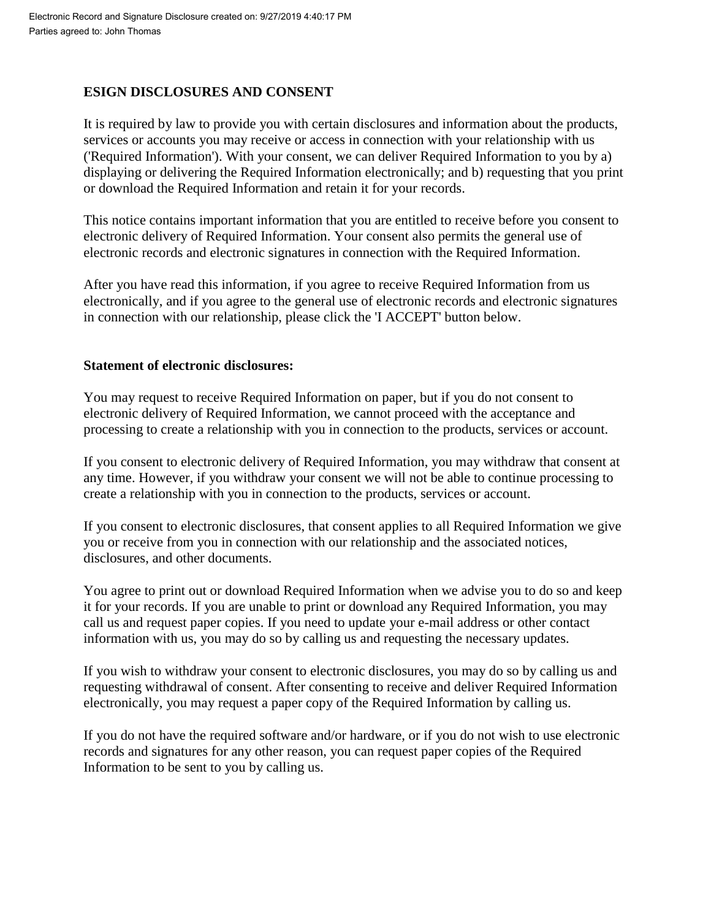## ESIGN DISCLOSURES AND CONSENT

It is required by law to provide you with certain disclosures and information about the products, services or accounts you may receive or access in connection with your relationship with us ('Required Information'). With your consent, we can deliver Required Information to you by a) displaying or delivering the Required Information electronically; and b) requesting that you print or download the Required Information and retain it for your records.

This notice contains important information that you are entitled to receive before you consent to electronic delivery of Required Information. Your consent also permits the general use of electronic records and electronic signatures in connection with the Required Information.

After you have read this information, if you agree to receive Required Information from us electronically, and if you agree to the general use of electronic records and electronic signatures in connection with our relationship, please click the 'I ACCEPT' button below.

### Statement of electronic disclosures:

You may request to receive Required Information on paper, but if you do not consent to electronic delivery of Required Information, we cannot proceed with the acceptance and processing to create a relationship with you in connection to the products, services or account.

If you consent to electronic delivery of Required Information, you may withdraw that consent at any time. However, if you withdraw your consent we will not be able to continue processing to create a relationship with you in connection to the products, services or account.

If you consent to electronic disclosures, that consent applies to all Required Information we give you or receive from you in connection with our relationship and the associated notices, disclosures, and other documents.

You agree to print out or download Required Information when we advise you to do so and keep it for your records. If you are unable to print or download any Required Information, you may call us and request paper copies. If you need to update your e-mail address or other contact information with us, you may do so by calling us and requesting the necessary updates.

If you wish to withdraw your consent to electronic disclosures, you may do so by calling us and requesting withdrawal of consent. After consenting to receive and deliver Required Information electronically, you may request a paper copy of the Required Information by calling us.

If you do not have the required software and/or hardware, or if you do not wish to use electronic records and signatures for any other reason, you can request paper copies of the Required Information to be sent to you by calling us.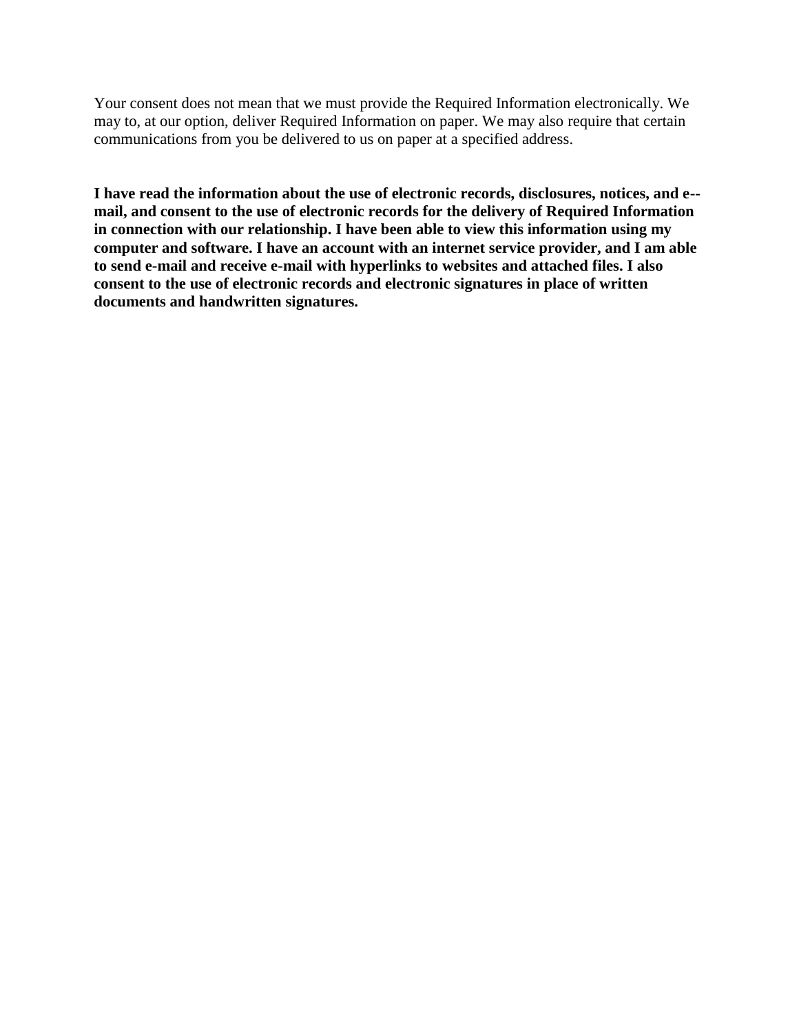Your consent does not mean that we must provide the Required Information electronically. We may to, at our option, deliver Required Information on paper. We may also require that certain communications from you be delivered to us on paper at a specified address.

**I have read the information about the use of electronic records, disclosures, notices, and e--mail, and consent to the use of electronic records for the delivery of Required Information in connection with our relationship. I have been able to view this information using my computer and software. I have an account with an internet service provider, and I am able to send e-mail and receive e-mail with hyperlinks to websites and attached files. I also consent to the use of electronic records and electronic signatures in place of written documents and handwritten signatures.**